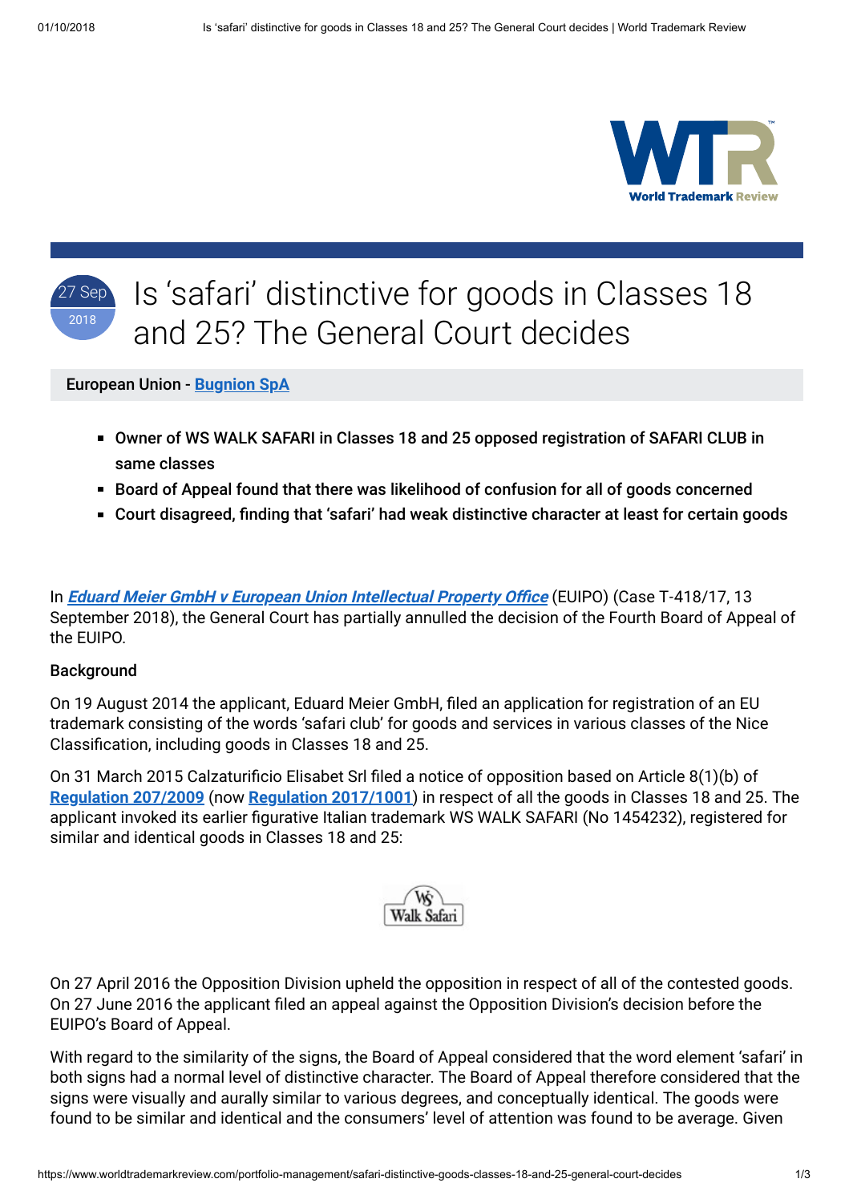# Is 'safari' distinctive for goods in Classes 18 and 25? The General Court decides

27 Sep 2018

**European Union - Bugnion SpA**

- **Owner of WS WALK SAFARI in Classes 18 and 25 opposed registration of SAFARI CLUB in same classes**
- **Board of Appeal found that there was likelihood of confusion for all of goods concerned**
- **Court disagreed, finding that 'safari' had weak distinctive character at least for certain goods**

In ***Eduard Meier GmbH v European Union Intellectual Property Office*** (EUIPO) (Case T-418/17, 13 September 2018), the General Court has partially annulled the decision of the Fourth Board of Appeal of the EUIPO.

**Background**

On 19 August 2014 the applicant, Eduard Meier GmbH, filed an application for registration of an EU trademark consisting of the words 'safari club' for goods and services in various classes of the Nice Classification, including goods in Classes 18 and 25.

On 31 March 2015 Calzaturificio Elisabet Srl filed a notice of opposition based on Article 8(1)(b) of **Regulation 207/2009** (now **Regulation 2017/1001**) in respect of all the goods in Classes 18 and 25. The applicant invoked its earlier figurative Italian trademark WS WALK SAFARI (No 1454232), registered for similar and identical goods in Classes 18 and 25:

On 27 April 2016 the Opposition Division upheld the opposition in respect of all of the contested goods. On 27 June 2016 the applicant filed an appeal against the Opposition Division's decision before the EUIPO's Board of Appeal.

With regard to the similarity of the signs, the Board of Appeal considered that the word element 'safari' in both signs had a normal level of distinctive character. The Board of Appeal therefore considered that the signs were visually and aurally similar to various degrees, and conceptually identical. The goods were found to be similar and identical and the consumers' level of attention was found to be average. Given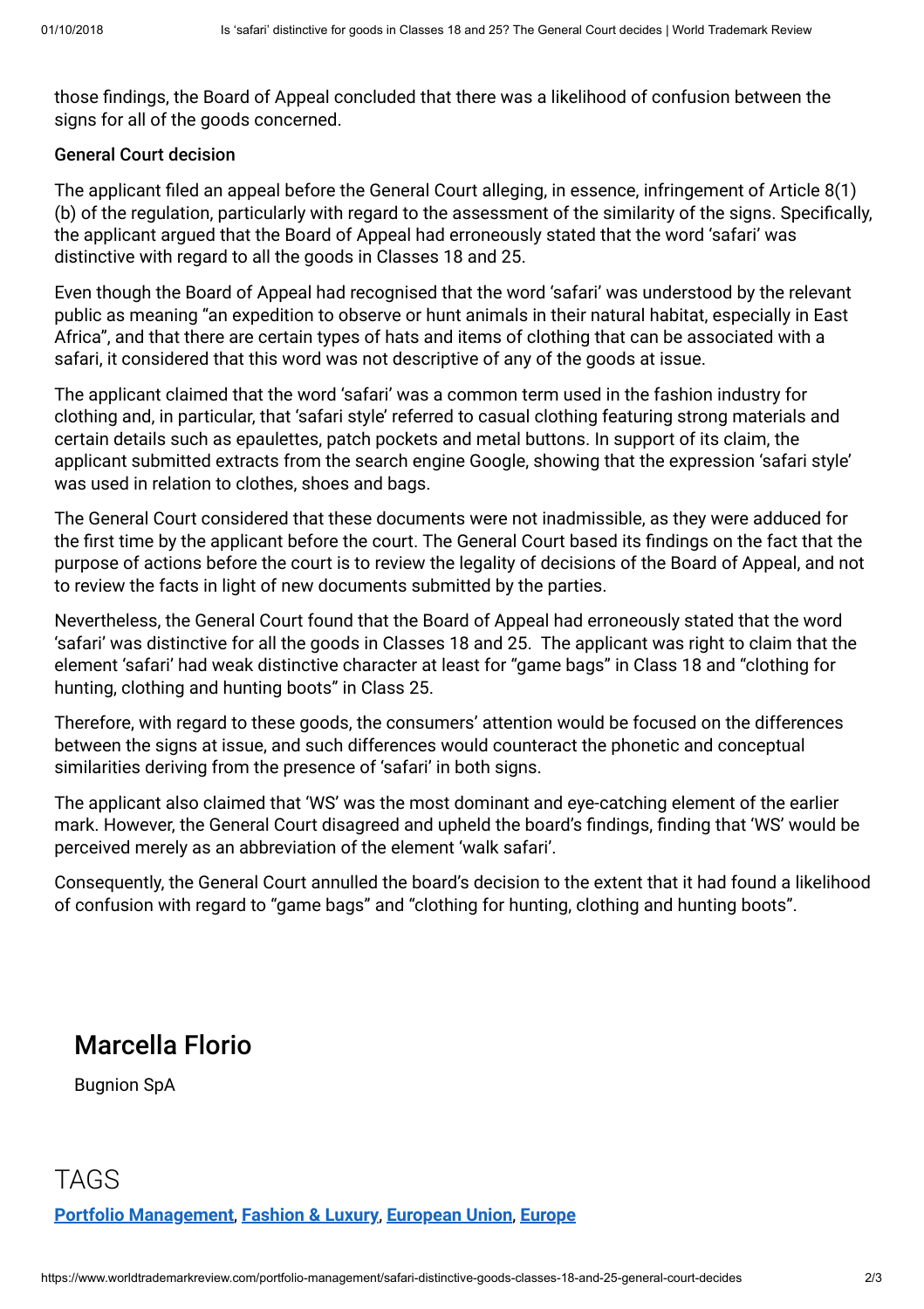those findings, the Board of Appeal concluded that there was a likelihood of confusion between the signs for all of the goods concerned.

**General Court decision**

The applicant filed an appeal before the General Court alleging, in essence, infringement of Article 8(1)(b) of the regulation, particularly with regard to the assessment of the similarity of the signs. Specifically, the applicant argued that the Board of Appeal had erroneously stated that the word 'safari' was distinctive with regard to all the goods in Classes 18 and 25.

Even though the Board of Appeal had recognised that the word 'safari' was understood by the relevant public as meaning "an expedition to observe or hunt animals in their natural habitat, especially in East Africa", and that there are certain types of hats and items of clothing that can be associated with a safari, it considered that this word was not descriptive of any of the goods at issue.

The applicant claimed that the word 'safari' was a common term used in the fashion industry for clothing and, in particular, that 'safari style' referred to casual clothing featuring strong materials and certain details such as epaulettes, patch pockets and metal buttons. In support of its claim, the applicant submitted extracts from the search engine Google, showing that the expression 'safari style' was used in relation to clothes, shoes and bags.

The General Court considered that these documents were not inadmissible, as they were adduced for the first time by the applicant before the court. The General Court based its findings on the fact that the purpose of actions before the court is to review the legality of decisions of the Board of Appeal, and not to review the facts in light of new documents submitted by the parties.

Nevertheless, the General Court found that the Board of Appeal had erroneously stated that the word 'safari' was distinctive for all the goods in Classes 18 and 25. The applicant was right to claim that the element 'safari' had weak distinctive character at least for "game bags" in Class 18 and "clothing for hunting, clothing and hunting boots" in Class 25.

Therefore, with regard to these goods, the consumers' attention would be focused on the differences between the signs at issue, and such differences would counteract the phonetic and conceptual similarities deriving from the presence of 'safari' in both signs.

The applicant also claimed that 'WS' was the most dominant and eye-catching element of the earlier mark. However, the General Court disagreed and upheld the board's findings, finding that 'WS' would be perceived merely as an abbreviation of the element 'walk safari'.

Consequently, the General Court annulled the board's decision to the extent that it had found a likelihood of confusion with regard to "game bags" and "clothing for hunting, clothing and hunting boots".

## Marcella Florio

Bugnion SpA

## TAGS

**Portfolio Management**, **Fashion & Luxury**, **European Union**, **Europe**